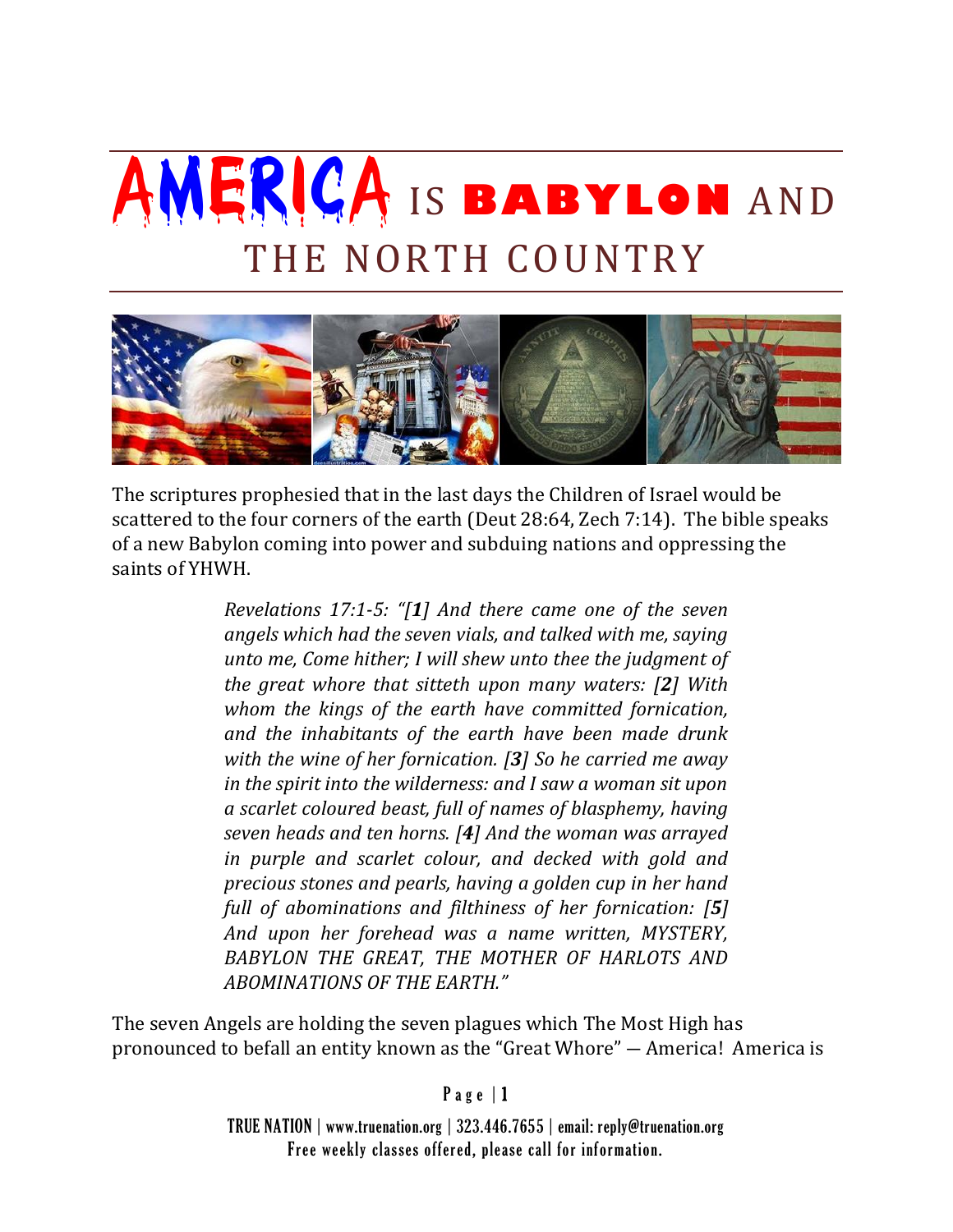# AMERICA IS BABYLON AND THE NORTH COUNTRY

The scriptures prophesied that in the last days the Children of Israel would be scattered to the four corners of the earth (Deut 28:64, Zech 7:14). The bible speaks of a new Babylon coming into power and subduing nations and oppressing the saints of YHWH.

> *Revelations 17:1-5: "[**1**] And there came one of the seven angels which had the seven vials, and talked with me, saying unto me, Come hither; I will shew unto thee the judgment of the great whore that sitteth upon many waters: [**2**] With whom the kings of the earth have committed fornication, and the inhabitants of the earth have been made drunk with the wine of her fornication. [**3**] So he carried me away in the spirit into the wilderness: and I saw a woman sit upon a scarlet coloured beast, full of names of blasphemy, having seven heads and ten horns. [**4**] And the woman was arrayed in purple and scarlet colour, and decked with gold and precious stones and pearls, having a golden cup in her hand full of abominations and filthiness of her fornication: [**5**] And upon her forehead was a name written, MYSTERY, BABYLON THE GREAT, THE MOTHER OF HARLOTS AND ABOMINATIONS OF THE EARTH."*

The seven Angels are holding the seven plagues which The Most High has pronounced to befall an entity known as the "Great Whore" — America! America is

TRUE NATION | www.truenation.org | 323.446.7655 | email: reply@truenation.org
Free weekly classes offered, please call for information.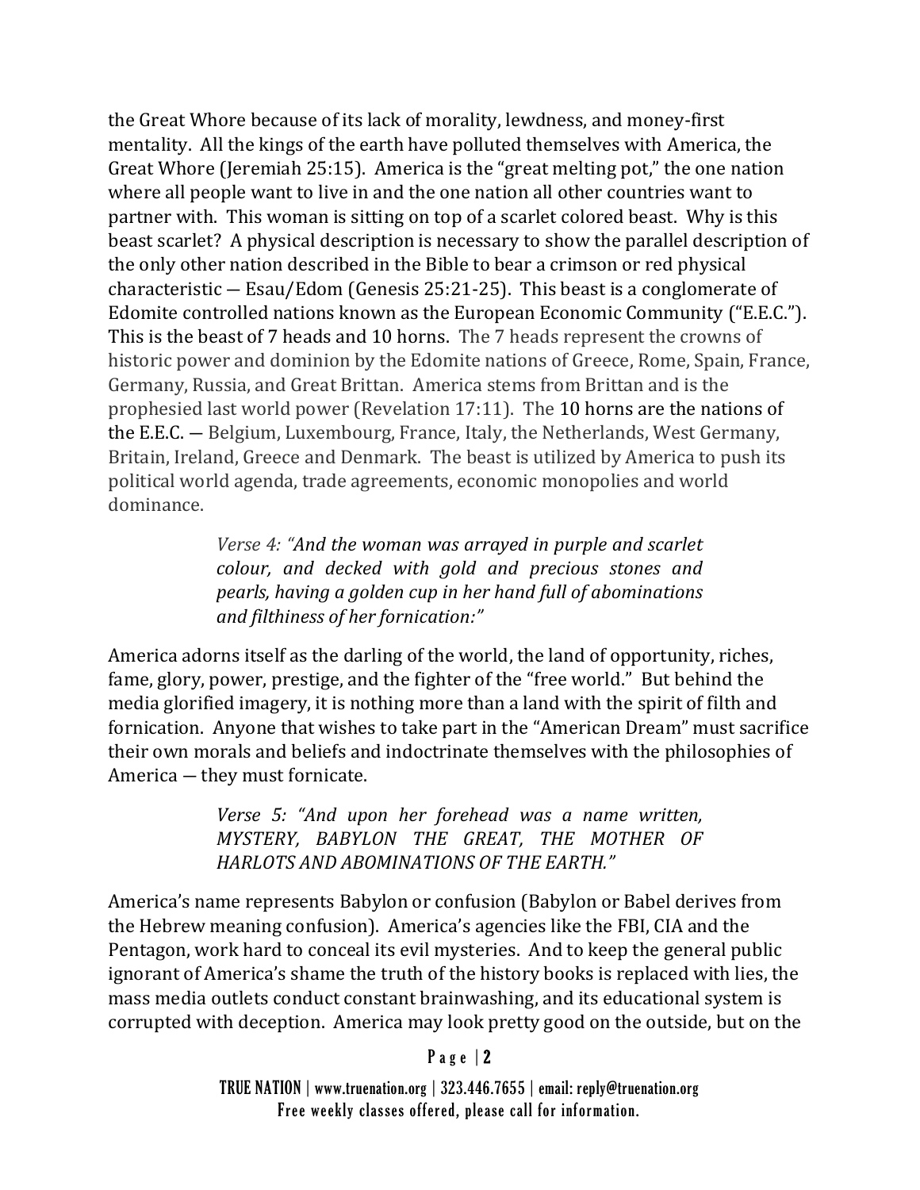the Great Whore because of its lack of morality, lewdness, and money-first mentality. All the kings of the earth have polluted themselves with America, the Great Whore (Jeremiah 25:15). America is the "great melting pot," the one nation where all people want to live in and the one nation all other countries want to partner with. This woman is sitting on top of a scarlet colored beast. Why is this beast scarlet? A physical description is necessary to show the parallel description of the only other nation described in the Bible to bear a crimson or red physical characteristic — Esau/Edom (Genesis 25:21-25). This beast is a conglomerate of Edomite controlled nations known as the European Economic Community ("E.E.C."). This is the beast of 7 heads and 10 horns. The 7 heads represent the crowns of historic power and dominion by the Edomite nations of Greece, Rome, Spain, France, Germany, Russia, and Great Brittan. America stems from Brittan and is the prophesied last world power (Revelation 17:11). The 10 horns are the nations of the E.E.C. — Belgium, Luxembourg, France, Italy, the Netherlands, West Germany, Britain, Ireland, Greece and Denmark. The beast is utilized by America to push its political world agenda, trade agreements, economic monopolies and world dominance.

> *Verse 4: "And the woman was arrayed in purple and scarlet colour, and decked with gold and precious stones and pearls, having a golden cup in her hand full of abominations and filthiness of her fornication:"*

America adorns itself as the darling of the world, the land of opportunity, riches, fame, glory, power, prestige, and the fighter of the "free world." But behind the media glorified imagery, it is nothing more than a land with the spirit of filth and fornication. Anyone that wishes to take part in the "American Dream" must sacrifice their own morals and beliefs and indoctrinate themselves with the philosophies of America — they must fornicate.

> *Verse 5: "And upon her forehead was a name written, MYSTERY, BABYLON THE GREAT, THE MOTHER OF HARLOTS AND ABOMINATIONS OF THE EARTH."*

America's name represents Babylon or confusion (Babylon or Babel derives from the Hebrew meaning confusion). America's agencies like the FBI, CIA and the Pentagon, work hard to conceal its evil mysteries. And to keep the general public ignorant of America's shame the truth of the history books is replaced with lies, the mass media outlets conduct constant brainwashing, and its educational system is corrupted with deception. America may look pretty good on the outside, but on the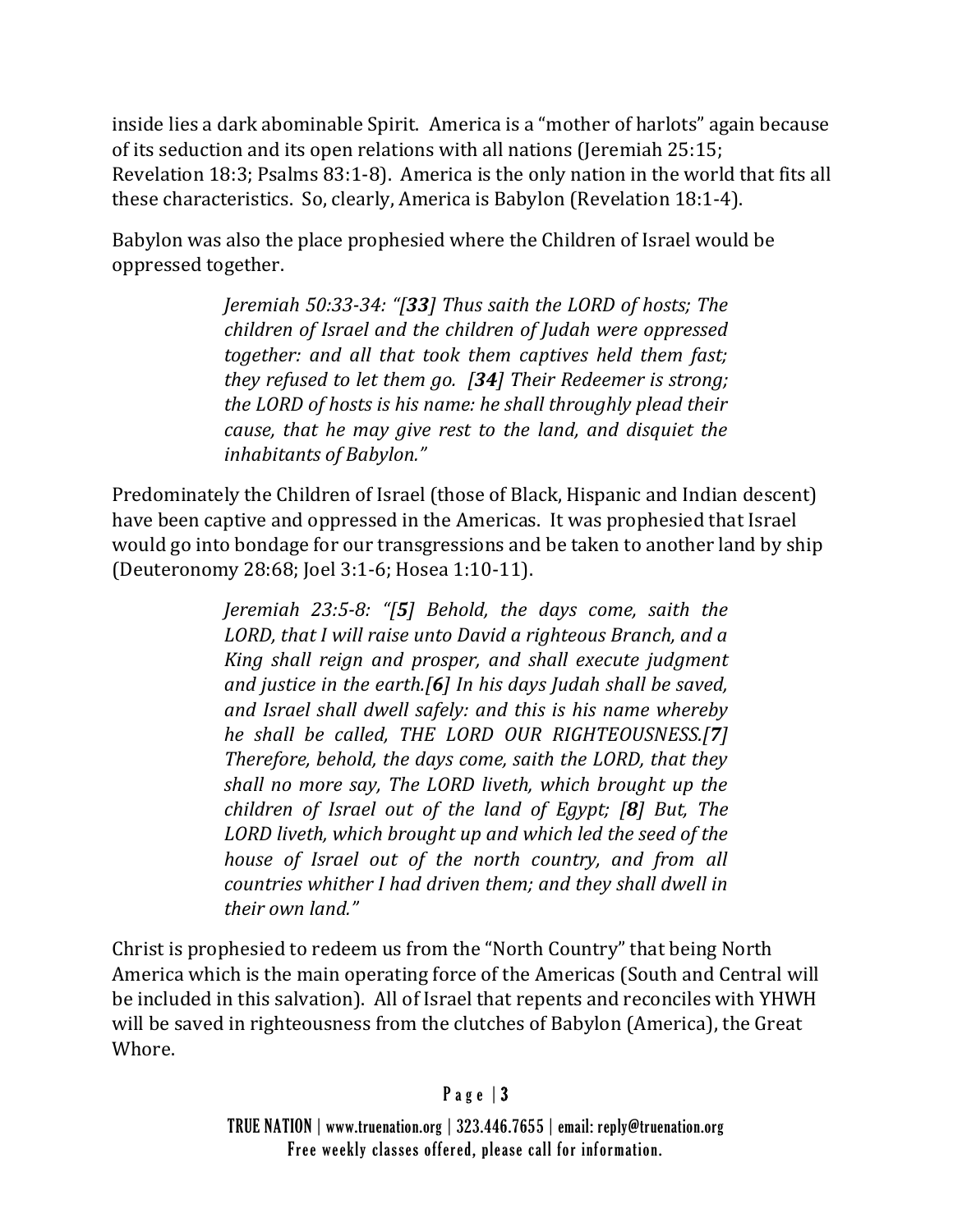inside lies a dark abominable Spirit. America is a "mother of harlots" again because of its seduction and its open relations with all nations (Jeremiah 25:15; Revelation 18:3; Psalms 83:1-8). America is the only nation in the world that fits all these characteristics. So, clearly, America is Babylon (Revelation 18:1-4).

Babylon was also the place prophesied where the Children of Israel would be oppressed together.

> *Jeremiah 50:33-34: "[**33**] Thus saith the LORD of hosts; The children of Israel and the children of Judah were oppressed together: and all that took them captives held them fast; they refused to let them go. [**34**] Their Redeemer is strong; the LORD of hosts is his name: he shall throughly plead their cause, that he may give rest to the land, and disquiet the inhabitants of Babylon."*

Predominately the Children of Israel (those of Black, Hispanic and Indian descent) have been captive and oppressed in the Americas. It was prophesied that Israel would go into bondage for our transgressions and be taken to another land by ship (Deuteronomy 28:68; Joel 3:1-6; Hosea 1:10-11).

> *Jeremiah 23:5-8: "[**5**] Behold, the days come, saith the LORD, that I will raise unto David a righteous Branch, and a King shall reign and prosper, and shall execute judgment and justice in the earth.[**6**] In his days Judah shall be saved, and Israel shall dwell safely: and this is his name whereby he shall be called, THE LORD OUR RIGHTEOUSNESS.[**7**] Therefore, behold, the days come, saith the LORD, that they shall no more say, The LORD liveth, which brought up the children of Israel out of the land of Egypt; [**8**] But, The LORD liveth, which brought up and which led the seed of the house of Israel out of the north country, and from all countries whither I had driven them; and they shall dwell in their own land."*

Christ is prophesied to redeem us from the "North Country" that being North America which is the main operating force of the Americas (South and Central will be included in this salvation). All of Israel that repents and reconciles with YHWH will be saved in righteousness from the clutches of Babylon (America), the Great Whore.

TRUE NATION | www.truenation.org | 323.446.7655 | email: reply@truenation.org
Free weekly classes offered, please call for information.